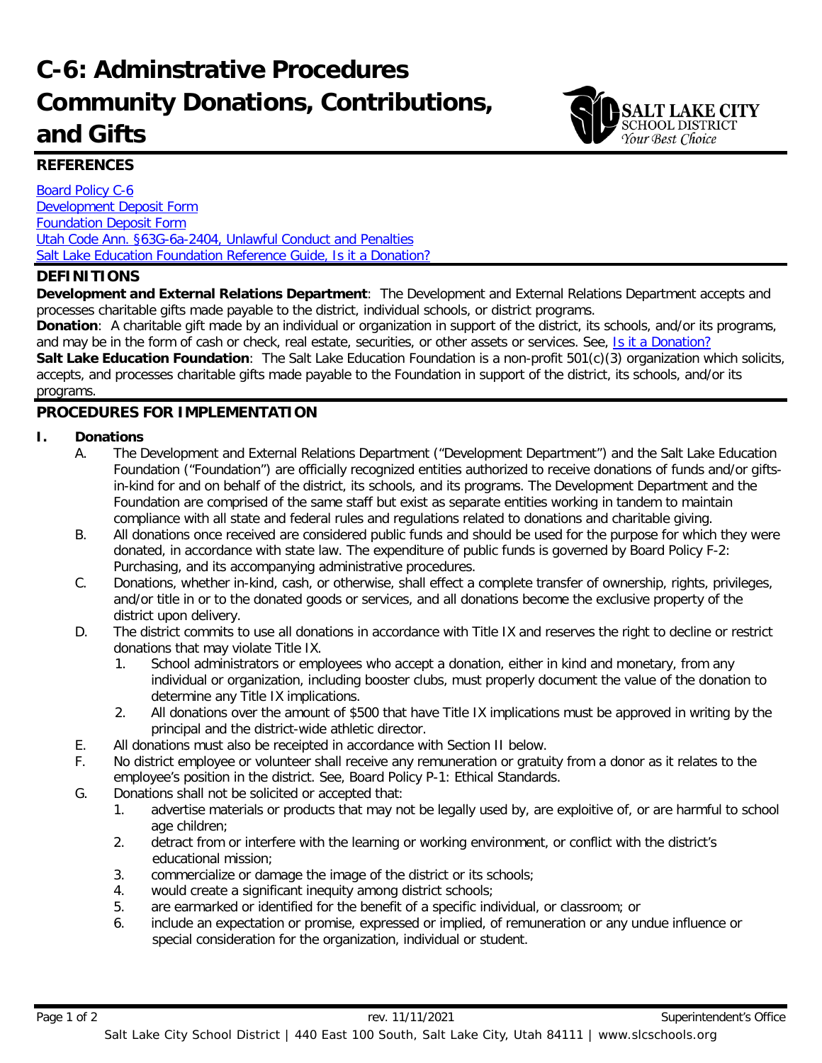# C-6: Adminstrative Procedures Community Donations, Contributions, and Gifts

## REFERENCES

[Board Policy C-6](#)
[Development Deposit Form](#)
[Foundation Deposit Form](#)
[Utah Code Ann. §63G-6a-2404, Unlawful Conduct and Penalties](#)
[Salt Lake Education Foundation Reference Guide, Is it a Donation?](#)

## DEFINITIONS

**Development and External Relations Department**: The Development and External Relations Department accepts and processes charitable gifts made payable to the district, individual schools, or district programs.

**Donation**: A charitable gift made by an individual or organization in support of the district, its schools, and/or its programs, and may be in the form of cash or check, real estate, securities, or other assets or services. See, [Is it a Donation?](#)

**Salt Lake Education Foundation**: The Salt Lake Education Foundation is a non-profit 501(c)(3) organization which solicits, accepts, and processes charitable gifts made payable to the Foundation in support of the district, its schools, and/or its programs.

## PROCEDURES FOR IMPLEMENTATION

**I. Donations**

A. The Development and External Relations Department ("Development Department") and the Salt Lake Education Foundation ("Foundation") are officially recognized entities authorized to receive donations of funds and/or gifts-in-kind for and on behalf of the district, its schools, and its programs. The Development Department and the Foundation are comprised of the same staff but exist as separate entities working in tandem to maintain compliance with all state and federal rules and regulations related to donations and charitable giving.

B. All donations once received are considered public funds and should be used for the purpose for which they were donated, in accordance with state law. The expenditure of public funds is governed by Board Policy F-2: Purchasing, and its accompanying administrative procedures.

C. Donations, whether in-kind, cash, or otherwise, shall effect a complete transfer of ownership, rights, privileges, and/or title in or to the donated goods or services, and all donations become the exclusive property of the district upon delivery.

D. The district commits to use all donations in accordance with Title IX and reserves the right to decline or restrict donations that may violate Title IX.

1. School administrators or employees who accept a donation, either in kind and monetary, from any individual or organization, including booster clubs, must properly document the value of the donation to determine any Title IX implications.
2. All donations over the amount of $500 that have Title IX implications must be approved in writing by the principal and the district-wide athletic director.

E. All donations must also be receipted in accordance with Section II below.

F. No district employee or volunteer shall receive any remuneration or gratuity from a donor as it relates to the employee's position in the district. See, Board Policy P-1: Ethical Standards.

G. Donations shall not be solicited or accepted that:

1. advertise materials or products that may not be legally used by, are exploitive of, or are harmful to school age children;
2. detract from or interfere with the learning or working environment, or conflict with the district's educational mission;
3. commercialize or damage the image of the district or its schools;
4. would create a significant inequity among district schools;
5. are earmarked or identified for the benefit of a specific individual, or classroom; or
6. include an expectation or promise, expressed or implied, of remuneration or any undue influence or special consideration for the organization, individual or student.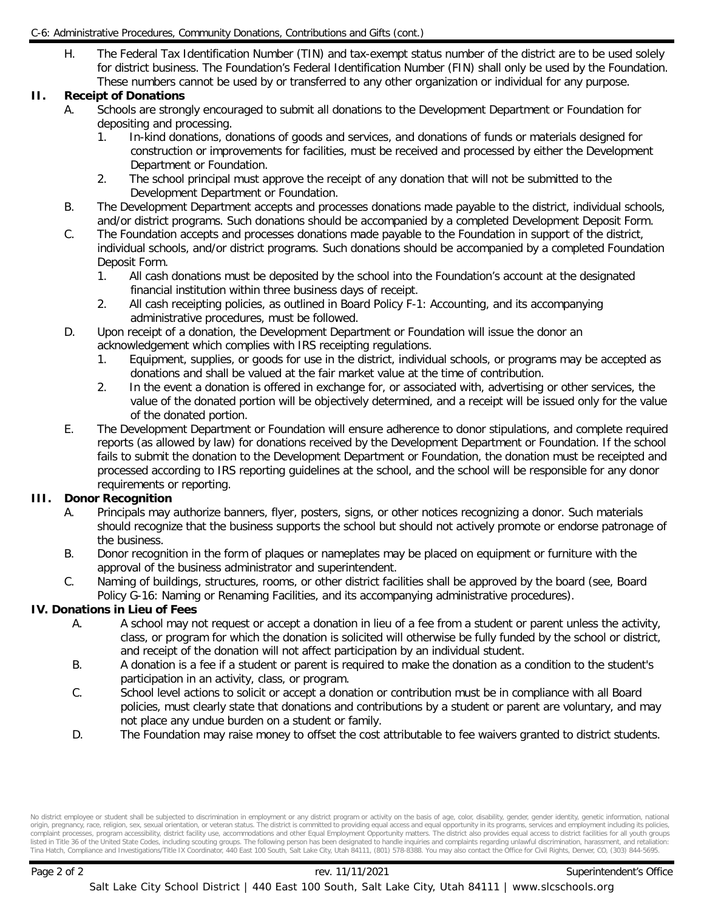H. The Federal Tax Identification Number (TIN) and tax-exempt status number of the district are to be used solely for district business. The Foundation's Federal Identification Number (FIN) shall only be used by the Foundation. These numbers cannot be used by or transferred to any other organization or individual for any purpose.

## II. Receipt of Donations

A. Schools are strongly encouraged to submit all donations to the Development Department or Foundation for depositing and processing.
   1. In-kind donations, donations of goods and services, and donations of funds or materials designed for construction or improvements for facilities, must be received and processed by either the Development Department or Foundation.
   2. The school principal must approve the receipt of any donation that will not be submitted to the Development Department or Foundation.

B. The Development Department accepts and processes donations made payable to the district, individual schools, and/or district programs. Such donations should be accompanied by a completed Development Deposit Form.

C. The Foundation accepts and processes donations made payable to the Foundation in support of the district, individual schools, and/or district programs. Such donations should be accompanied by a completed Foundation Deposit Form.
   1. All cash donations must be deposited by the school into the Foundation's account at the designated financial institution within three business days of receipt.
   2. All cash receipting policies, as outlined in Board Policy F-1: Accounting, and its accompanying administrative procedures, must be followed.

D. Upon receipt of a donation, the Development Department or Foundation will issue the donor an acknowledgement which complies with IRS receipting regulations.
   1. Equipment, supplies, or goods for use in the district, individual schools, or programs may be accepted as donations and shall be valued at the fair market value at the time of contribution.
   2. In the event a donation is offered in exchange for, or associated with, advertising or other services, the value of the donated portion will be objectively determined, and a receipt will be issued only for the value of the donated portion.

E. The Development Department or Foundation will ensure adherence to donor stipulations, and complete required reports (as allowed by law) for donations received by the Development Department or Foundation. If the school fails to submit the donation to the Development Department or Foundation, the donation must be receipted and processed according to IRS reporting guidelines at the school, and the school will be responsible for any donor requirements or reporting.

## III. Donor Recognition

A. Principals may authorize banners, flyer, posters, signs, or other notices recognizing a donor. Such materials should recognize that the business supports the school but should not actively promote or endorse patronage of the business.

B. Donor recognition in the form of plaques or nameplates may be placed on equipment or furniture with the approval of the business administrator and superintendent.

C. Naming of buildings, structures, rooms, or other district facilities shall be approved by the board (see, Board Policy G-16: Naming or Renaming Facilities, and its accompanying administrative procedures).

## IV. Donations in Lieu of Fees

A. A school may not request or accept a donation in lieu of a fee from a student or parent unless the activity, class, or program for which the donation is solicited will otherwise be fully funded by the school or district, and receipt of the donation will not affect participation by an individual student.

B. A donation is a fee if a student or parent is required to make the donation as a condition to the student's participation in an activity, class, or program.

C. School level actions to solicit or accept a donation or contribution must be in compliance with all Board policies, must clearly state that donations and contributions by a student or parent are voluntary, and may not place any undue burden on a student or family.

D. The Foundation may raise money to offset the cost attributable to fee waivers granted to district students.

No district employee or student shall be subjected to discrimination in employment or any district program or activity on the basis of age, color, disability, gender, gender identity, genetic information, national origin, pregnancy, race, religion, sex, sexual orientation, or veteran status. The district is committed to providing equal access and equal opportunity in its programs, services and employment including its policies, complaint processes, program accessibility, district facility use, accommodations and other Equal Employment Opportunity matters. The district also provides equal access to district facilities for all youth groups listed in Title 36 of the United State Codes, including scouting groups. The following person has been designated to handle inquiries and complaints regarding unlawful discrimination, harassment, and retaliation: Tina Hatch, Compliance and Investigations/Title IX Coordinator, 440 East 100 South, Salt Lake City, Utah 84111, (801) 578-8388. You may also contact the Office for Civil Rights, Denver, CO, (303) 844-5695.